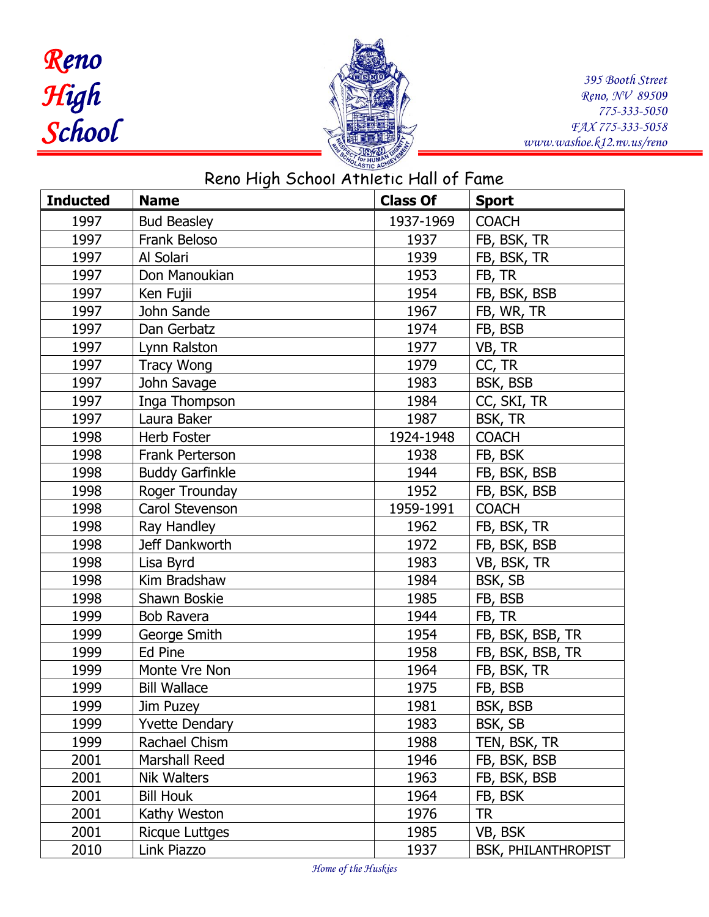# Reno High School

395 Booth Street
Reno, NV 89509
775-333-5050
FAX 775-333-5058
www.washoe.k12.nv.us/reno

## Reno High School Athletic Hall of Fame

| Inducted | Name | Class Of | Sport |
|---|---|---|---|
| 1997 | Bud Beasley | 1937-1969 | COACH |
| 1997 | Frank Beloso | 1937 | FB, BSK, TR |
| 1997 | Al Solari | 1939 | FB, BSK, TR |
| 1997 | Don Manoukian | 1953 | FB, TR |
| 1997 | Ken Fujii | 1954 | FB, BSK, BSB |
| 1997 | John Sande | 1967 | FB, WR, TR |
| 1997 | Dan Gerbatz | 1974 | FB, BSB |
| 1997 | Lynn Ralston | 1977 | VB, TR |
| 1997 | Tracy Wong | 1979 | CC, TR |
| 1997 | John Savage | 1983 | BSK, BSB |
| 1997 | Inga Thompson | 1984 | CC, SKI, TR |
| 1997 | Laura Baker | 1987 | BSK, TR |
| 1998 | Herb Foster | 1924-1948 | COACH |
| 1998 | Frank Perterson | 1938 | FB, BSK |
| 1998 | Buddy Garfinkle | 1944 | FB, BSK, BSB |
| 1998 | Roger Trounday | 1952 | FB, BSK, BSB |
| 1998 | Carol Stevenson | 1959-1991 | COACH |
| 1998 | Ray Handley | 1962 | FB, BSK, TR |
| 1998 | Jeff Dankworth | 1972 | FB, BSK, BSB |
| 1998 | Lisa Byrd | 1983 | VB, BSK, TR |
| 1998 | Kim Bradshaw | 1984 | BSK, SB |
| 1998 | Shawn Boskie | 1985 | FB, BSB |
| 1999 | Bob Ravera | 1944 | FB, TR |
| 1999 | George Smith | 1954 | FB, BSK, BSB, TR |
| 1999 | Ed Pine | 1958 | FB, BSK, BSB, TR |
| 1999 | Monte Vre Non | 1964 | FB, BSK, TR |
| 1999 | Bill Wallace | 1975 | FB, BSB |
| 1999 | Jim Puzey | 1981 | BSK, BSB |
| 1999 | Yvette Dendary | 1983 | BSK, SB |
| 1999 | Rachael Chism | 1988 | TEN, BSK, TR |
| 2001 | Marshall Reed | 1946 | FB, BSK, BSB |
| 2001 | Nik Walters | 1963 | FB, BSK, BSB |
| 2001 | Bill Houk | 1964 | FB, BSK |
| 2001 | Kathy Weston | 1976 | TR |
| 2001 | Ricque Luttges | 1985 | VB, BSK |
| 2010 | Link Piazzo | 1937 | BSK, PHILANTHROPIST |

*Home of the Huskies*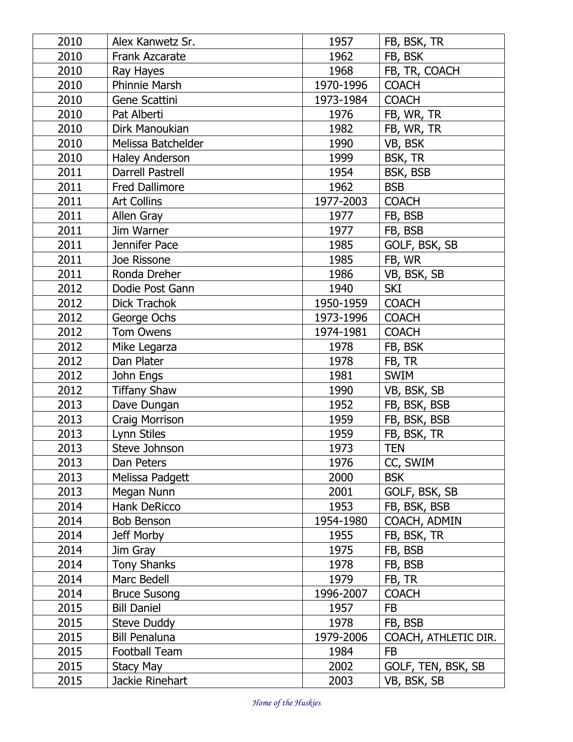| 2010 | Alex Kanwetz Sr. | 1957 | FB, BSK, TR |
|---|---|---|---|
| 2010 | Frank Azcarate | 1962 | FB, BSK |
| 2010 | Ray Hayes | 1968 | FB, TR, COACH |
| 2010 | Phinnie Marsh | 1970-1996 | COACH |
| 2010 | Gene Scattini | 1973-1984 | COACH |
| 2010 | Pat Alberti | 1976 | FB, WR, TR |
| 2010 | Dirk Manoukian | 1982 | FB, WR, TR |
| 2010 | Melissa Batchelder | 1990 | VB, BSK |
| 2010 | Haley Anderson | 1999 | BSK, TR |
| 2011 | Darrell Pastrell | 1954 | BSK, BSB |
| 2011 | Fred Dallimore | 1962 | BSB |
| 2011 | Art Collins | 1977-2003 | COACH |
| 2011 | Allen Gray | 1977 | FB, BSB |
| 2011 | Jim Warner | 1977 | FB, BSB |
| 2011 | Jennifer Pace | 1985 | GOLF, BSK, SB |
| 2011 | Joe Rissone | 1985 | FB, WR |
| 2011 | Ronda Dreher | 1986 | VB, BSK, SB |
| 2012 | Dodie Post Gann | 1940 | SKI |
| 2012 | Dick Trachok | 1950-1959 | COACH |
| 2012 | George Ochs | 1973-1996 | COACH |
| 2012 | Tom Owens | 1974-1981 | COACH |
| 2012 | Mike Legarza | 1978 | FB, BSK |
| 2012 | Dan Plater | 1978 | FB, TR |
| 2012 | John Engs | 1981 | SWIM |
| 2012 | Tiffany Shaw | 1990 | VB, BSK, SB |
| 2013 | Dave Dungan | 1952 | FB, BSK, BSB |
| 2013 | Craig Morrison | 1959 | FB, BSK, BSB |
| 2013 | Lynn Stiles | 1959 | FB, BSK, TR |
| 2013 | Steve Johnson | 1973 | TEN |
| 2013 | Dan Peters | 1976 | CC, SWIM |
| 2013 | Melissa Padgett | 2000 | BSK |
| 2013 | Megan Nunn | 2001 | GOLF, BSK, SB |
| 2014 | Hank DeRicco | 1953 | FB, BSK, BSB |
| 2014 | Bob Benson | 1954-1980 | COACH, ADMIN |
| 2014 | Jeff Morby | 1955 | FB, BSK, TR |
| 2014 | Jim Gray | 1975 | FB, BSB |
| 2014 | Tony Shanks | 1978 | FB, BSB |
| 2014 | Marc Bedell | 1979 | FB, TR |
| 2014 | Bruce Susong | 1996-2007 | COACH |
| 2015 | Bill Daniel | 1957 | FB |
| 2015 | Steve Duddy | 1978 | FB, BSB |
| 2015 | Bill Penaluna | 1979-2006 | COACH, ATHLETIC DIR. |
| 2015 | Football Team | 1984 | FB |
| 2015 | Stacy May | 2002 | GOLF, TEN, BSK, SB |
| 2015 | Jackie Rinehart | 2003 | VB, BSK, SB |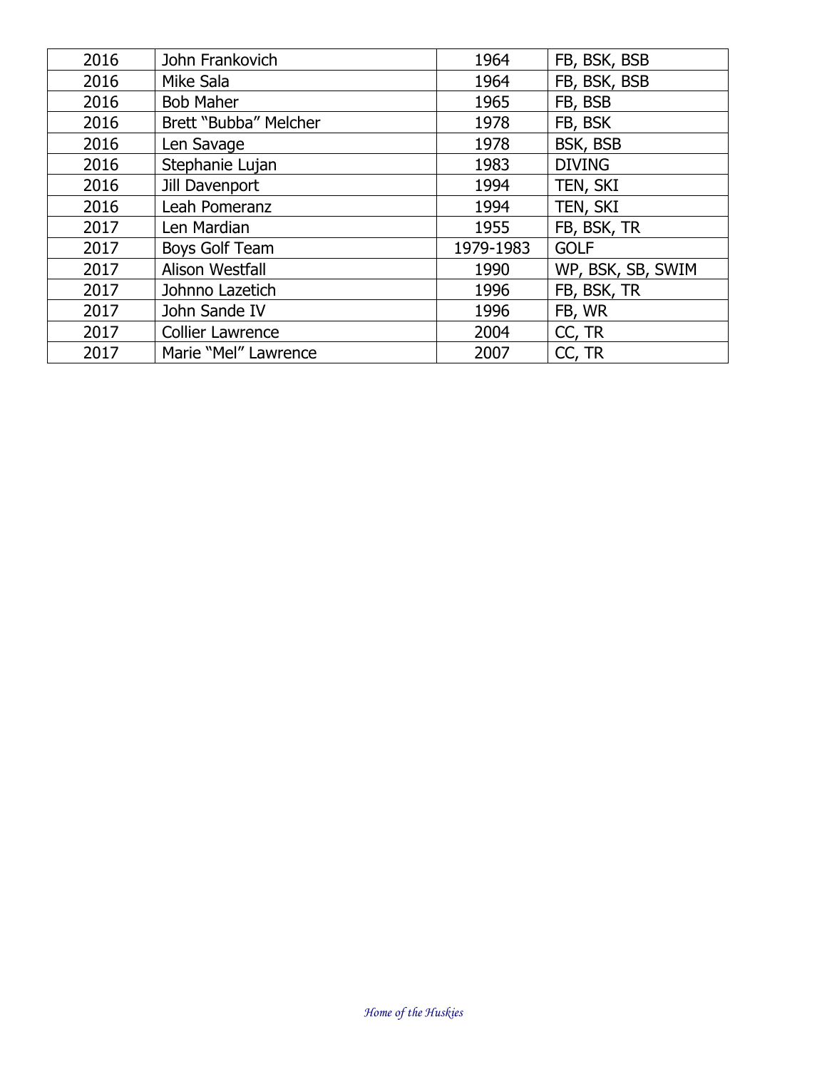| | | | |
|---|---|---|---|
| 2016 | John Frankovich | 1964 | FB, BSK, BSB |
| 2016 | Mike Sala | 1964 | FB, BSK, BSB |
| 2016 | Bob Maher | 1965 | FB, BSB |
| 2016 | Brett "Bubba" Melcher | 1978 | FB, BSK |
| 2016 | Len Savage | 1978 | BSK, BSB |
| 2016 | Stephanie Lujan | 1983 | DIVING |
| 2016 | Jill Davenport | 1994 | TEN, SKI |
| 2016 | Leah Pomeranz | 1994 | TEN, SKI |
| 2017 | Len Mardian | 1955 | FB, BSK, TR |
| 2017 | Boys Golf Team | 1979-1983 | GOLF |
| 2017 | Alison Westfall | 1990 | WP, BSK, SB, SWIM |
| 2017 | Johnno Lazetich | 1996 | FB, BSK, TR |
| 2017 | John Sande IV | 1996 | FB, WR |
| 2017 | Collier Lawrence | 2004 | CC, TR |
| 2017 | Marie "Mel" Lawrence | 2007 | CC, TR |